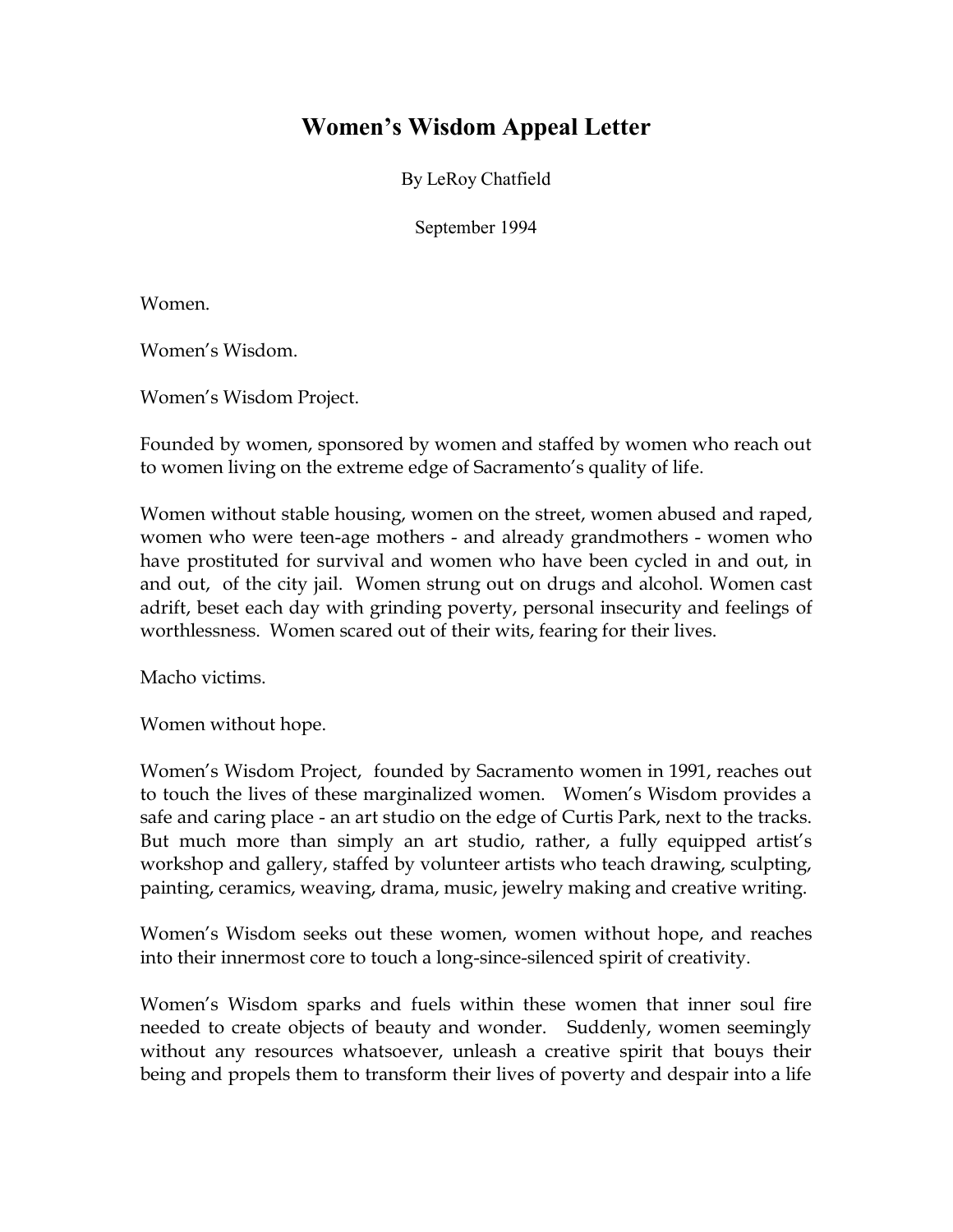# Women's Wisdom Appeal Letter

By LeRoy Chatfield

September 1994

Women.

Women's Wisdom.

Women's Wisdom Project.

Founded by women, sponsored by women and staffed by women who reach out to women living on the extreme edge of Sacramento's quality of life.

Women without stable housing, women on the street, women abused and raped, women who were teen-age mothers - and already grandmothers - women who have prostituted for survival and women who have been cycled in and out, in and out, of the city jail. Women strung out on drugs and alcohol. Women cast adrift, beset each day with grinding poverty, personal insecurity and feelings of worthlessness. Women scared out of their wits, fearing for their lives.

Macho victims.

Women without hope.

Women's Wisdom Project, founded by Sacramento women in 1991, reaches out to touch the lives of these marginalized women. Women's Wisdom provides a safe and caring place - an art studio on the edge of Curtis Park, next to the tracks. But much more than simply an art studio, rather, a fully equipped artist's workshop and gallery, staffed by volunteer artists who teach drawing, sculpting, painting, ceramics, weaving, drama, music, jewelry making and creative writing.

Women's Wisdom seeks out these women, women without hope, and reaches into their innermost core to touch a long-since-silenced spirit of creativity.

Women's Wisdom sparks and fuels within these women that inner soul fire needed to create objects of beauty and wonder. Suddenly, women seemingly without any resources whatsoever, unleash a creative spirit that bouys their being and propels them to transform their lives of poverty and despair into a life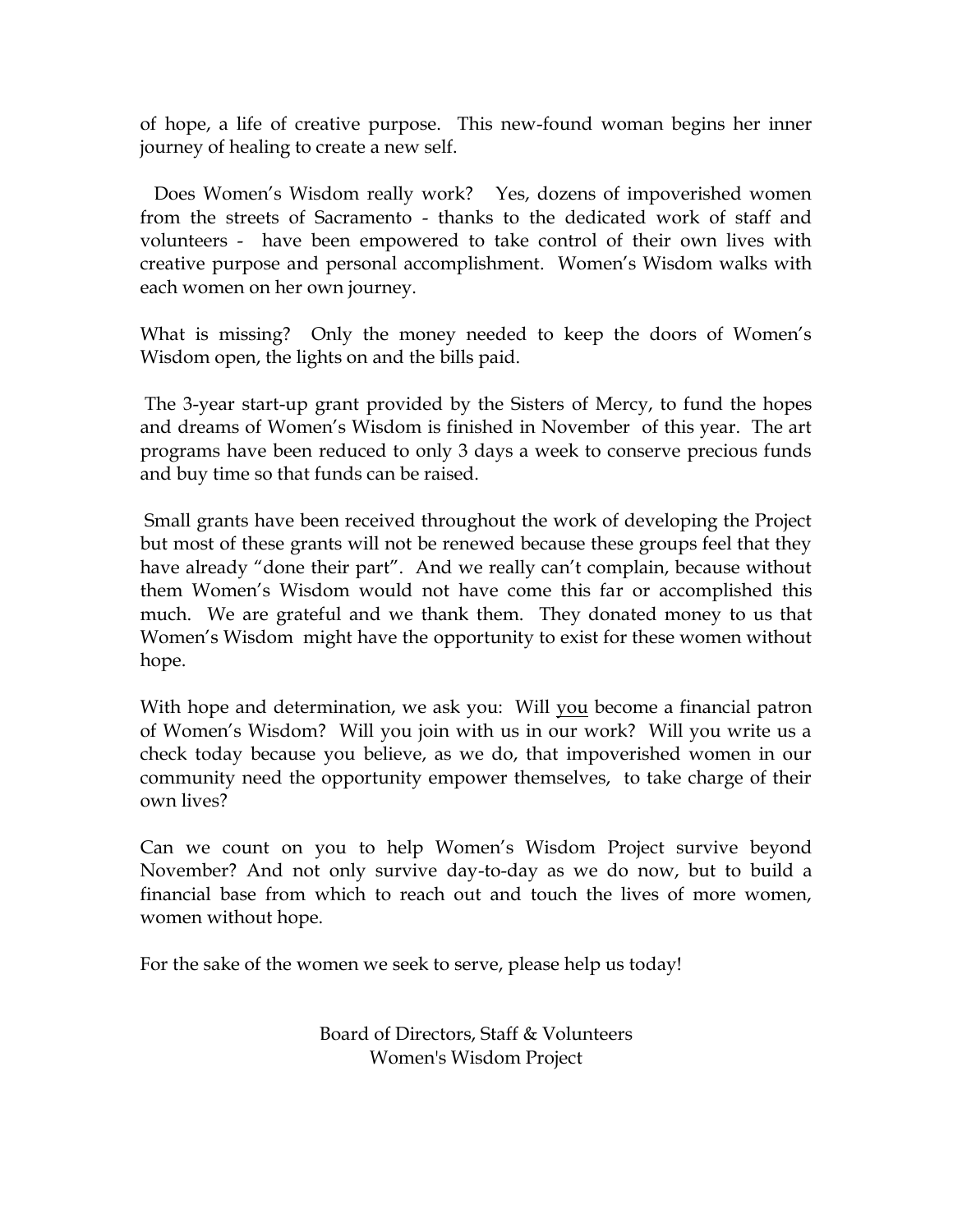of hope, a life of creative purpose. This new-found woman begins her inner journey of healing to create a new self.

Does Women's Wisdom really work? Yes, dozens of impoverished women from the streets of Sacramento - thanks to the dedicated work of staff and volunteers - have been empowered to take control of their own lives with creative purpose and personal accomplishment. Women's Wisdom walks with each women on her own journey.

What is missing? Only the money needed to keep the doors of Women's Wisdom open, the lights on and the bills paid.

The 3-year start-up grant provided by the Sisters of Mercy, to fund the hopes and dreams of Women's Wisdom is finished in November of this year. The art programs have been reduced to only 3 days a week to conserve precious funds and buy time so that funds can be raised.

Small grants have been received throughout the work of developing the Project but most of these grants will not be renewed because these groups feel that they have already "done their part". And we really can't complain, because without them Women's Wisdom would not have come this far or accomplished this much. We are grateful and we thank them. They donated money to us that Women's Wisdom might have the opportunity to exist for these women without hope.

With hope and determination, we ask you: Will <u>you</u> become a financial patron of Women's Wisdom? Will you join with us in our work? Will you write us a check today because you believe, as we do, that impoverished women in our community need the opportunity empower themselves, to take charge of their own lives?

Can we count on you to help Women's Wisdom Project survive beyond November? And not only survive day-to-day as we do now, but to build a financial base from which to reach out and touch the lives of more women, women without hope.

For the sake of the women we seek to serve, please help us today!

Board of Directors, Staff & Volunteers
Women's Wisdom Project